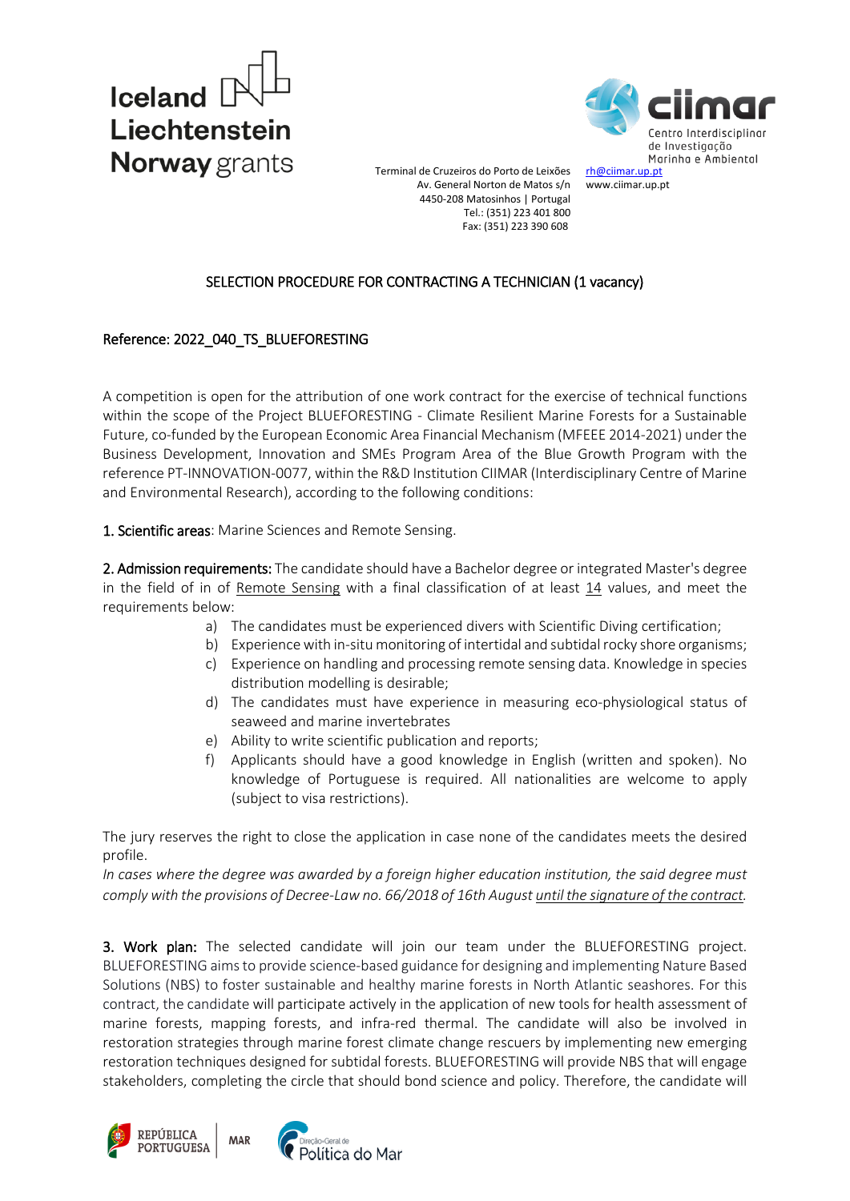Terminal de Cruzeiros do Porto de Leixões
Av. General Norton de Matos s/n
4450-208 Matosinhos | Portugal
Tel.: (351) 223 401 800
Fax: (351) 223 390 608

rh@ciimar.up.pt
www.ciimar.up.pt

## SELECTION PROCEDURE FOR CONTRACTING A TECHNICIAN (1 vacancy)

### Reference: 2022_040_TS_BLUEFORESTING

A competition is open for the attribution of one work contract for the exercise of technical functions within the scope of the Project BLUEFORESTING - Climate Resilient Marine Forests for a Sustainable Future, co-funded by the European Economic Area Financial Mechanism (MFEEE 2014-2021) under the Business Development, Innovation and SMEs Program Area of the Blue Growth Program with the reference PT-INNOVATION-0077, within the R&D Institution CIIMAR (Interdisciplinary Centre of Marine and Environmental Research), according to the following conditions:

**1. Scientific areas**: Marine Sciences and Remote Sensing.

**2. Admission requirements:** The candidate should have a Bachelor degree or integrated Master's degree in the field of in of Remote Sensing with a final classification of at least 14 values, and meet the requirements below:

a) The candidates must be experienced divers with Scientific Diving certification;
b) Experience with in-situ monitoring of intertidal and subtidal rocky shore organisms;
c) Experience on handling and processing remote sensing data. Knowledge in species distribution modelling is desirable;
d) The candidates must have experience in measuring eco-physiological status of seaweed and marine invertebrates
e) Ability to write scientific publication and reports;
f) Applicants should have a good knowledge in English (written and spoken). No knowledge of Portuguese is required. All nationalities are welcome to apply (subject to visa restrictions).

The jury reserves the right to close the application in case none of the candidates meets the desired profile.
*In cases where the degree was awarded by a foreign higher education institution, the said degree must comply with the provisions of Decree-Law no. 66/2018 of 16th August until the signature of the contract.*

**3. Work plan:** The selected candidate will join our team under the BLUEFORESTING project. BLUEFORESTING aims to provide science-based guidance for designing and implementing Nature Based Solutions (NBS) to foster sustainable and healthy marine forests in North Atlantic seashores. For this contract, the candidate will participate actively in the application of new tools for health assessment of marine forests, mapping forests, and infra-red thermal. The candidate will also be involved in restoration strategies through marine forest climate change rescuers by implementing new emerging restoration techniques designed for subtidal forests. BLUEFORESTING will provide NBS that will engage stakeholders, completing the circle that should bond science and policy. Therefore, the candidate will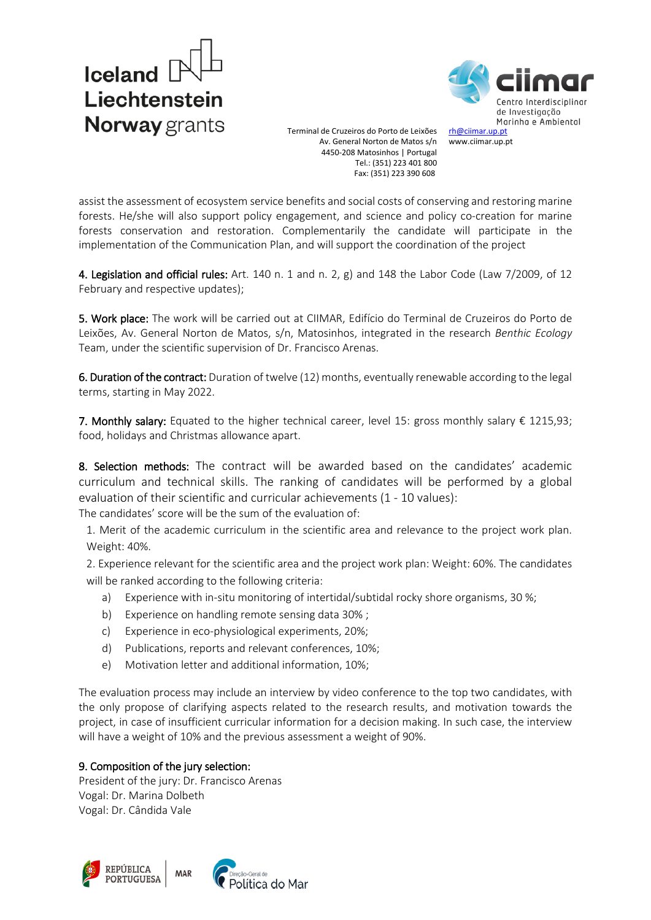assist the assessment of ecosystem service benefits and social costs of conserving and restoring marine forests. He/she will also support policy engagement, and science and policy co-creation for marine forests conservation and restoration. Complementarily the candidate will participate in the implementation of the Communication Plan, and will support the coordination of the project

**4. Legislation and official rules:** Art. 140 n. 1 and n. 2, g) and 148 the Labor Code (Law 7/2009, of 12 February and respective updates);

**5. Work place:** The work will be carried out at CIIMAR, Edifício do Terminal de Cruzeiros do Porto de Leixões, Av. General Norton de Matos, s/n, Matosinhos, integrated in the research *Benthic Ecology* Team, under the scientific supervision of Dr. Francisco Arenas.

**6. Duration of the contract:** Duration of twelve (12) months, eventually renewable according to the legal terms, starting in May 2022.

**7. Monthly salary:** Equated to the higher technical career, level 15: gross monthly salary € 1215,93; food, holidays and Christmas allowance apart.

**8. Selection methods:** The contract will be awarded based on the candidates' academic curriculum and technical skills. The ranking of candidates will be performed by a global evaluation of their scientific and curricular achievements (1 - 10 values):

The candidates' score will be the sum of the evaluation of:

1. Merit of the academic curriculum in the scientific area and relevance to the project work plan. Weight: 40%.
2. Experience relevant for the scientific area and the project work plan: Weight: 60%. The candidates will be ranked according to the following criteria:
   a) Experience with in-situ monitoring of intertidal/subtidal rocky shore organisms, 30 %;
   b) Experience on handling remote sensing data 30% ;
   c) Experience in eco-physiological experiments, 20%;
   d) Publications, reports and relevant conferences, 10%;
   e) Motivation letter and additional information, 10%;

The evaluation process may include an interview by video conference to the top two candidates, with the only propose of clarifying aspects related to the research results, and motivation towards the project, in case of insufficient curricular information for a decision making. In such case, the interview will have a weight of 10% and the previous assessment a weight of 90%.

**9. Composition of the jury selection:**

President of the jury: Dr. Francisco Arenas
Vogal: Dr. Marina Dolbeth
Vogal: Dr. Cândida Vale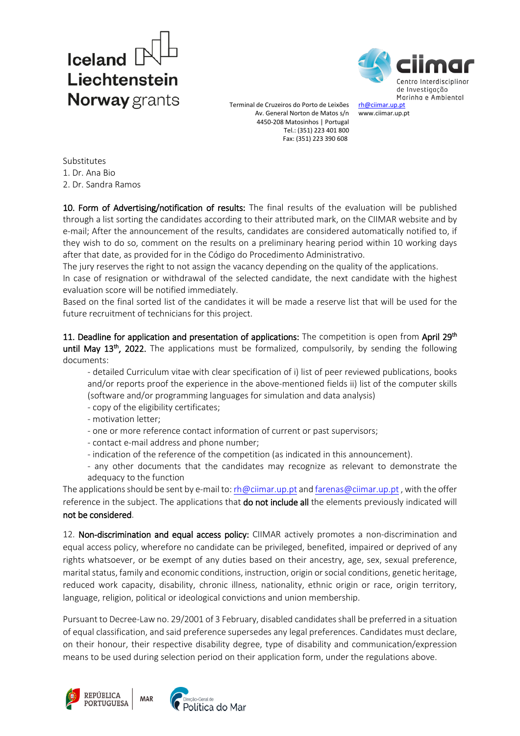Substitutes
1. Dr. Ana Bio
2. Dr. Sandra Ramos

**10. Form of Advertising/notification of results:** The final results of the evaluation will be published through a list sorting the candidates according to their attributed mark, on the CIIMAR website and by e-mail; After the announcement of the results, candidates are considered automatically notified to, if they wish to do so, comment on the results on a preliminary hearing period within 10 working days after that date, as provided for in the Código do Procedimento Administrativo.
The jury reserves the right to not assign the vacancy depending on the quality of the applications.
In case of resignation or withdrawal of the selected candidate, the next candidate with the highest evaluation score will be notified immediately.
Based on the final sorted list of the candidates it will be made a reserve list that will be used for the future recruitment of technicians for this project.

**11. Deadline for application and presentation of applications:** The competition is open from **April 29th until May 13th, 2022.** The applications must be formalized, compulsorily, by sending the following documents:

- detailed Curriculum vitae with clear specification of i) list of peer reviewed publications, books and/or reports proof the experience in the above-mentioned fields ii) list of the computer skills (software and/or programming languages for simulation and data analysis)
- copy of the eligibility certificates;
- motivation letter;
- one or more reference contact information of current or past supervisors;
- contact e-mail address and phone number;
- indication of the reference of the competition (as indicated in this announcement).
- any other documents that the candidates may recognize as relevant to demonstrate the adequacy to the function

The applications should be sent by e-mail to: rh@ciimar.up.pt and farenas@ciimar.up.pt , with the offer reference in the subject. The applications that **do not include all** the elements previously indicated will **not be considered**.

12. **Non-discrimination and equal access policy:** CIIMAR actively promotes a non-discrimination and equal access policy, wherefore no candidate can be privileged, benefited, impaired or deprived of any rights whatsoever, or be exempt of any duties based on their ancestry, age, sex, sexual preference, marital status, family and economic conditions, instruction, origin or social conditions, genetic heritage, reduced work capacity, disability, chronic illness, nationality, ethnic origin or race, origin territory, language, religion, political or ideological convictions and union membership.

Pursuant to Decree-Law no. 29/2001 of 3 February, disabled candidates shall be preferred in a situation of equal classification, and said preference supersedes any legal preferences. Candidates must declare, on their honour, their respective disability degree, type of disability and communication/expression means to be used during selection period on their application form, under the regulations above.